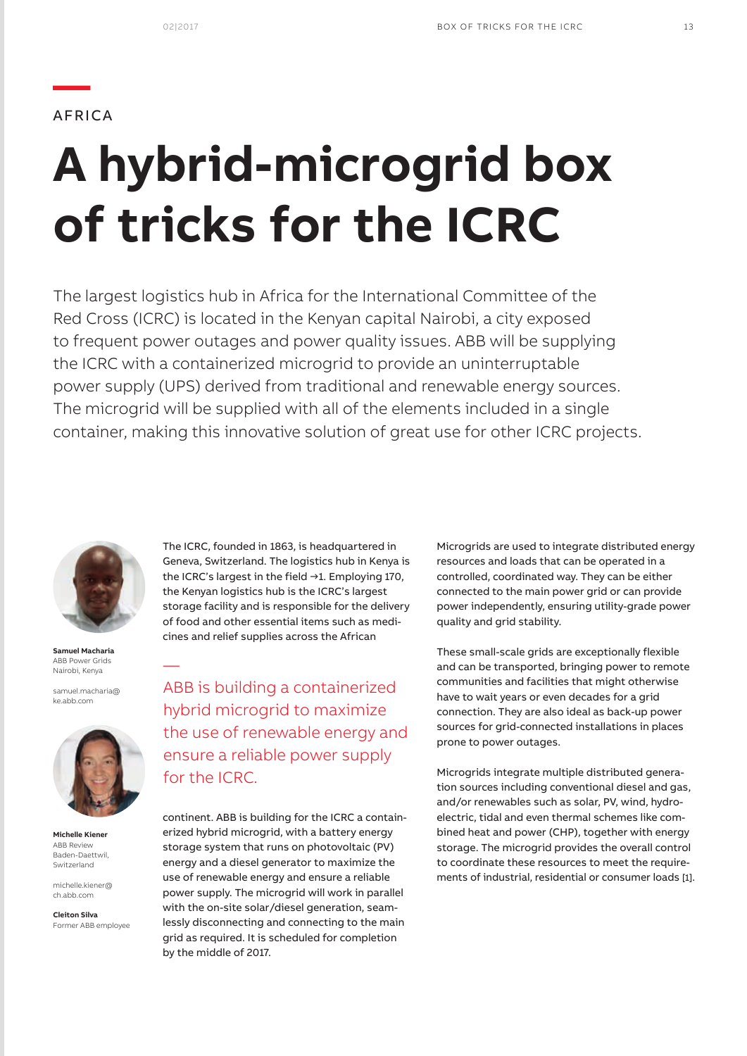AFRICA

# A hybrid-microgrid box of tricks for the ICRC

The largest logistics hub in Africa for the International Committee of the Red Cross (ICRC) is located in the Kenyan capital Nairobi, a city exposed to frequent power outages and power quality issues. ABB will be supplying the ICRC with a containerized microgrid to provide an uninterruptable power supply (UPS) derived from traditional and renewable energy sources. The microgrid will be supplied with all of the elements included in a single container, making this innovative solution of great use for other ICRC projects.

**Samuel Macharia**
ABB Power Grids
Nairobi, Kenya

samuel.macharia@ke.abb.com

**Michelle Kiener**
ABB Review
Baden-Daettwil, Switzerland

michelle.kiener@ch.abb.com

**Cleiton Silva**
Former ABB employee

The ICRC, founded in 1863, is headquartered in Geneva, Switzerland. The logistics hub in Kenya is the ICRC's largest in the field →1. Employing 170, the Kenyan logistics hub is the ICRC's largest storage facility and is responsible for the delivery of food and other essential items such as medicines and relief supplies across the African continent. ABB is building for the ICRC a containerized hybrid microgrid, with a battery energy storage system that runs on photovoltaic (PV) energy and a diesel generator to maximize the use of renewable energy and ensure a reliable power supply. The microgrid will work in parallel with the on-site solar/diesel generation, seamlessly disconnecting and connecting to the main grid as required. It is scheduled for completion by the middle of 2017.

ABB is building a containerized hybrid microgrid to maximize the use of renewable energy and ensure a reliable power supply for the ICRC.

Microgrids are used to integrate distributed energy resources and loads that can be operated in a controlled, coordinated way. They can be either connected to the main power grid or can provide power independently, ensuring utility-grade power quality and grid stability.

These small-scale grids are exceptionally flexible and can be transported, bringing power to remote communities and facilities that might otherwise have to wait years or even decades for a grid connection. They are also ideal as back-up power sources for grid-connected installations in places prone to power outages.

Microgrids integrate multiple distributed generation sources including conventional diesel and gas, and/or renewables such as solar, PV, wind, hydroelectric, tidal and even thermal schemes like combined heat and power (CHP), together with energy storage. The microgrid provides the overall control to coordinate these resources to meet the requirements of industrial, residential or consumer loads [1].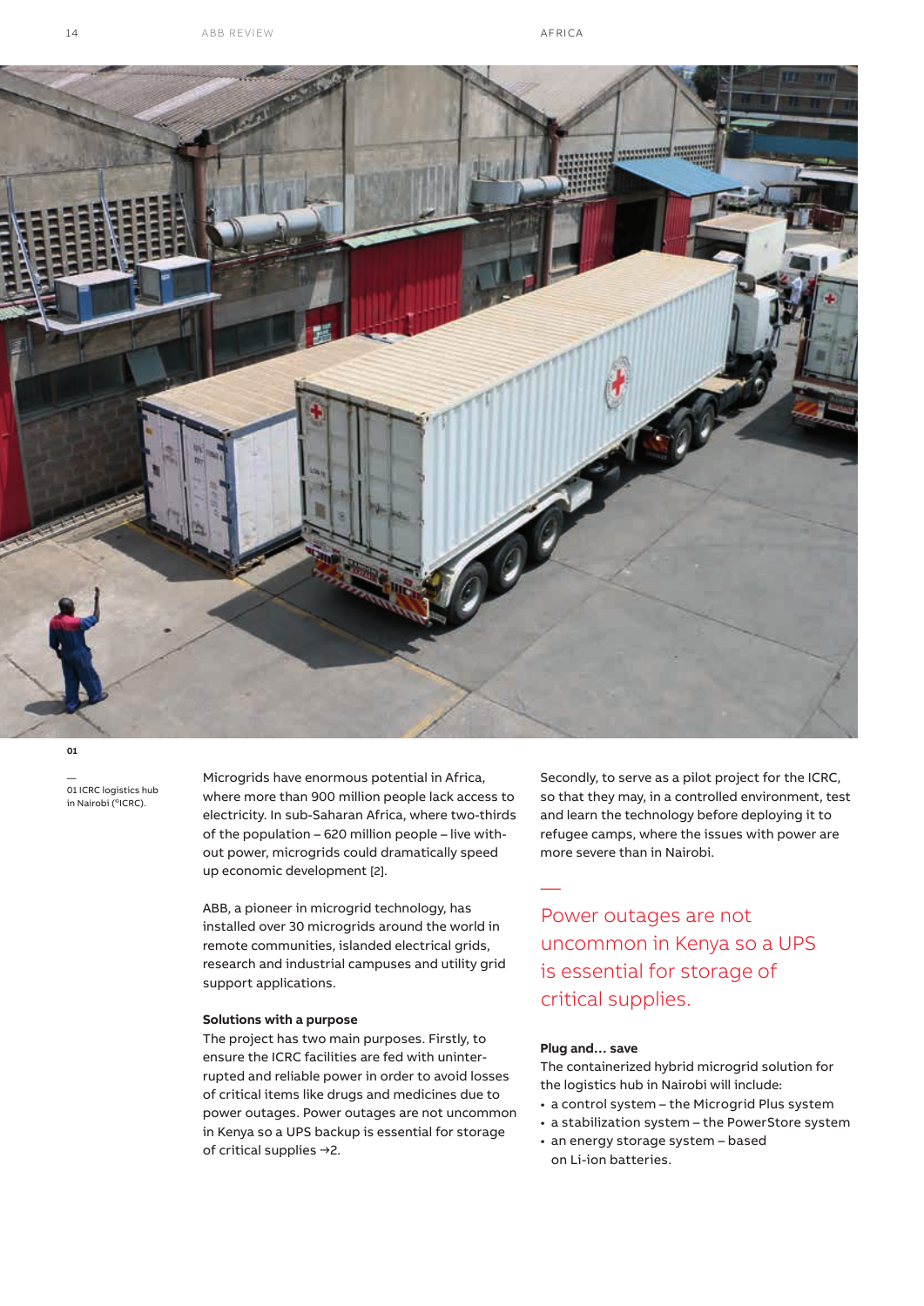01

—
01 ICRC logistics hub in Nairobi (©ICRC).

Microgrids have enormous potential in Africa, where more than 900 million people lack access to electricity. In sub-Saharan Africa, where two-thirds of the population – 620 million people – live without power, microgrids could dramatically speed up economic development [2].

ABB, a pioneer in microgrid technology, has installed over 30 microgrids around the world in remote communities, islanded electrical grids, research and industrial campuses and utility grid support applications.

**Solutions with a purpose**

The project has two main purposes. Firstly, to ensure the ICRC facilities are fed with uninterrupted and reliable power in order to avoid losses of critical items like drugs and medicines due to power outages. Power outages are not uncommon in Kenya so a UPS backup is essential for storage of critical supplies →2.

Secondly, to serve as a pilot project for the ICRC, so that they may, in a controlled environment, test and learn the technology before deploying it to refugee camps, where the issues with power are more severe than in Nairobi.

—
Power outages are not uncommon in Kenya so a UPS is essential for storage of critical supplies.

**Plug and… save**

The containerized hybrid microgrid solution for the logistics hub in Nairobi will include:

- a control system – the Microgrid Plus system
- a stabilization system – the PowerStore system
- an energy storage system – based on Li-ion batteries.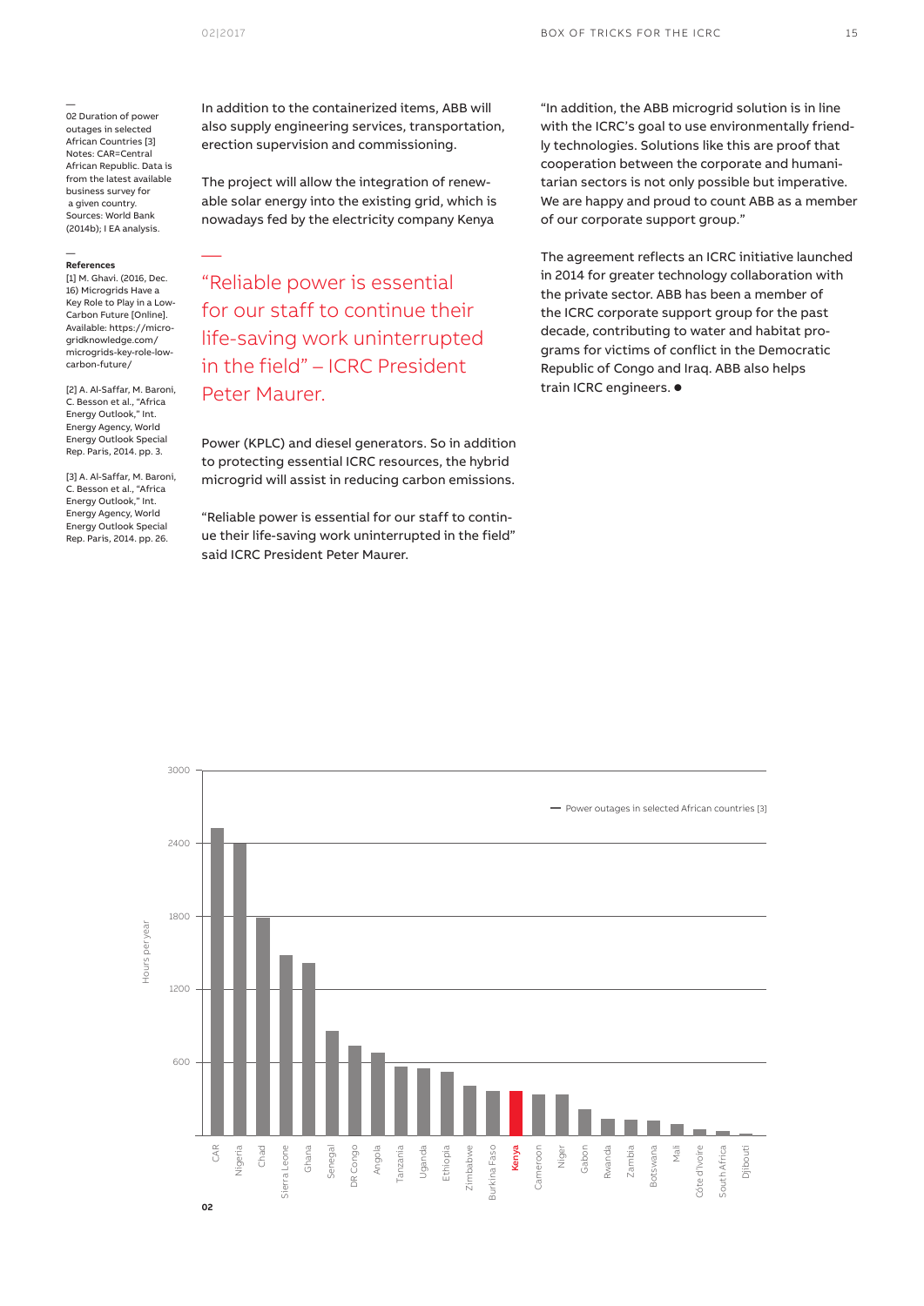In addition to the containerized items, ABB will also supply engineering services, transportation, erection supervision and commissioning.

The project will allow the integration of renewable solar energy into the existing grid, which is nowadays fed by the electricity company Kenya Power (KPLC) and diesel generators. So in addition to protecting essential ICRC resources, the hybrid microgrid will assist in reducing carbon emissions.

> "Reliable power is essential for our staff to continue their life-saving work uninterrupted in the field" – ICRC President Peter Maurer.

"Reliable power is essential for our staff to continue their life-saving work uninterrupted in the field" said ICRC President Peter Maurer.

"In addition, the ABB microgrid solution is in line with the ICRC's goal to use environmentally friendly technologies. Solutions like this are proof that cooperation between the corporate and humanitarian sectors is not only possible but imperative. We are happy and proud to count ABB as a member of our corporate support group."

The agreement reflects an ICRC initiative launched in 2014 for greater technology collaboration with the private sector. ABB has been a member of the ICRC corporate support group for the past decade, contributing to water and habitat programs for victims of conflict in the Democratic Republic of Congo and Iraq. ABB also helps train ICRC engineers. ●

Power outages in selected African countries [3]

Hours per year

3000
2400
1800
1200
600

CAR, Nigeria, Chad, Sierra Leone, Ghana, Senegal, DR Congo, Angola, Tanzania, Uganda, Ethiopia, Zimbabwe, Burkina Faso, Kenya, Cameroon, Niger, Gabon, Rwanda, Zambia, Botswana, Mali, Côte d'Ivoire, South Africa, Djibouti

02

02 Duration of power outages in selected African Countries [3] Notes: CAR=Central African Republic. Data is from the latest available business survey for a given country. Sources: World Bank (2014b); I EA analysis.

**References**

[1] M. Ghavi. (2016, Dec. 16) Microgrids Have a Key Role to Play in a Low-Carbon Future [Online]. Available: https://microgridknowledge.com/microgrids-key-role-low-carbon-future/

[2] A. Al-Saffar, M. Baroni, C. Besson et al., "Africa Energy Outlook," Int. Energy Agency, World Energy Outlook Special Rep. Paris, 2014. pp. 3.

[3] A. Al-Saffar, M. Baroni, C. Besson et al., "Africa Energy Outlook," Int. Energy Agency, World Energy Outlook Special Rep. Paris, 2014. pp. 26.